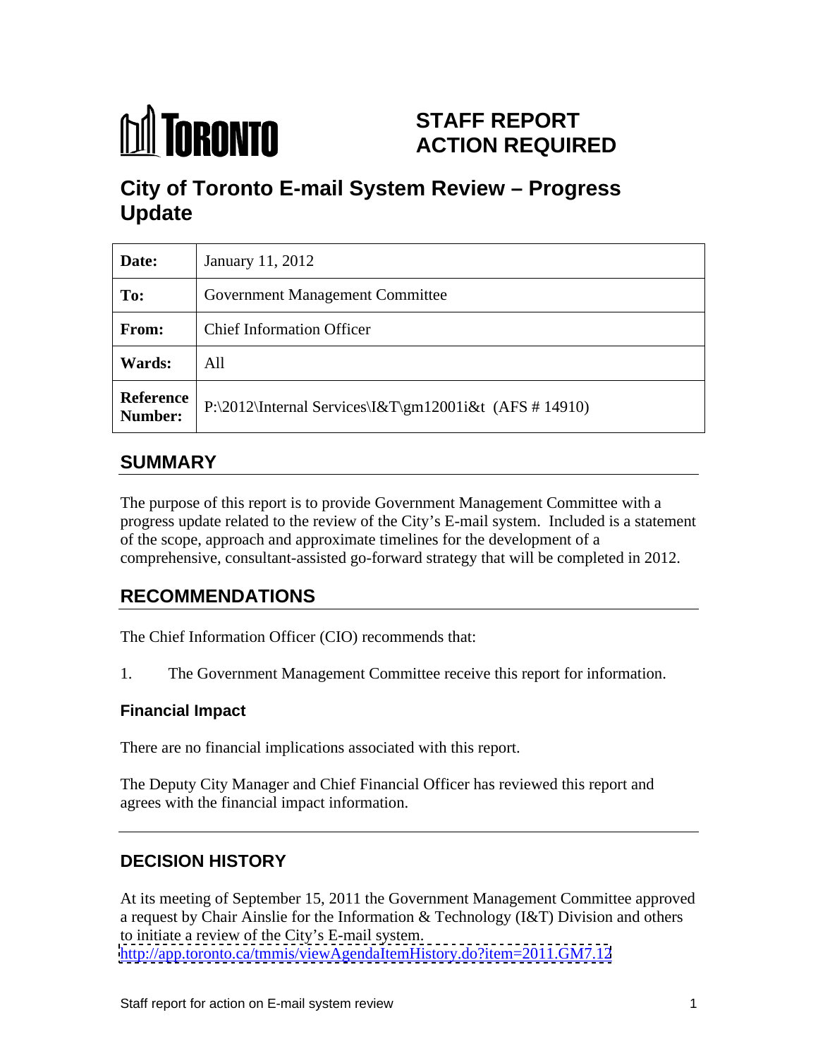TORONTO

# STAFF REPORT ACTION REQUIRED

# City of Toronto E-mail System Review – Progress Update

| Date: | January 11, 2012 |
|---|---|
| To: | Government Management Committee |
| From: | Chief Information Officer |
| Wards: | All |
| Reference Number: | P:\2012\Internal Services\I&T\gm12001i&t (AFS # 14910) |

## SUMMARY

The purpose of this report is to provide Government Management Committee with a progress update related to the review of the City's E-mail system. Included is a statement of the scope, approach and approximate timelines for the development of a comprehensive, consultant-assisted go-forward strategy that will be completed in 2012.

## RECOMMENDATIONS

The Chief Information Officer (CIO) recommends that:

1. The Government Management Committee receive this report for information.

### Financial Impact

There are no financial implications associated with this report.

The Deputy City Manager and Chief Financial Officer has reviewed this report and agrees with the financial impact information.

## DECISION HISTORY

At its meeting of September 15, 2011 the Government Management Committee approved a request by Chair Ainslie for the Information & Technology (I&T) Division and others to initiate a review of the City's E-mail system.
http://app.toronto.ca/tmmis/viewAgendaItemHistory.do?item=2011.GM7.12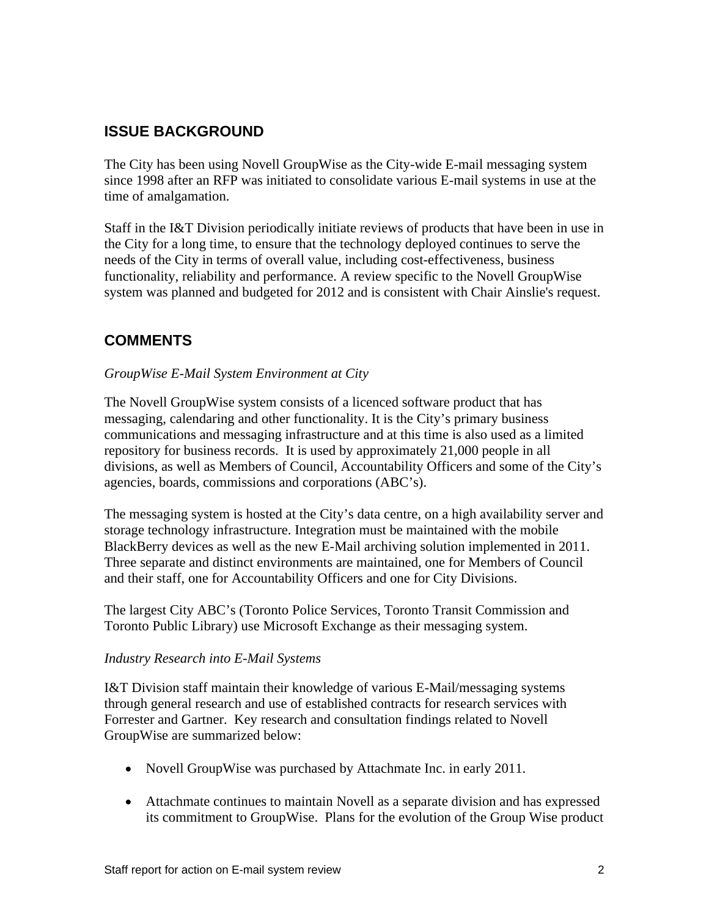## ISSUE BACKGROUND

The City has been using Novell GroupWise as the City-wide E-mail messaging system since 1998 after an RFP was initiated to consolidate various E-mail systems in use at the time of amalgamation.

Staff in the I&T Division periodically initiate reviews of products that have been in use in the City for a long time, to ensure that the technology deployed continues to serve the needs of the City in terms of overall value, including cost-effectiveness, business functionality, reliability and performance. A review specific to the Novell GroupWise system was planned and budgeted for 2012 and is consistent with Chair Ainslie's request.

## COMMENTS

*GroupWise E-Mail System Environment at City*

The Novell GroupWise system consists of a licenced software product that has messaging, calendaring and other functionality. It is the City's primary business communications and messaging infrastructure and at this time is also used as a limited repository for business records. It is used by approximately 21,000 people in all divisions, as well as Members of Council, Accountability Officers and some of the City's agencies, boards, commissions and corporations (ABC's).

The messaging system is hosted at the City's data centre, on a high availability server and storage technology infrastructure. Integration must be maintained with the mobile BlackBerry devices as well as the new E-Mail archiving solution implemented in 2011. Three separate and distinct environments are maintained, one for Members of Council and their staff, one for Accountability Officers and one for City Divisions.

The largest City ABC's (Toronto Police Services, Toronto Transit Commission and Toronto Public Library) use Microsoft Exchange as their messaging system.

*Industry Research into E-Mail Systems*

I&T Division staff maintain their knowledge of various E-Mail/messaging systems through general research and use of established contracts for research services with Forrester and Gartner. Key research and consultation findings related to Novell GroupWise are summarized below:

- Novell GroupWise was purchased by Attachmate Inc. in early 2011.
- Attachmate continues to maintain Novell as a separate division and has expressed its commitment to GroupWise. Plans for the evolution of the Group Wise product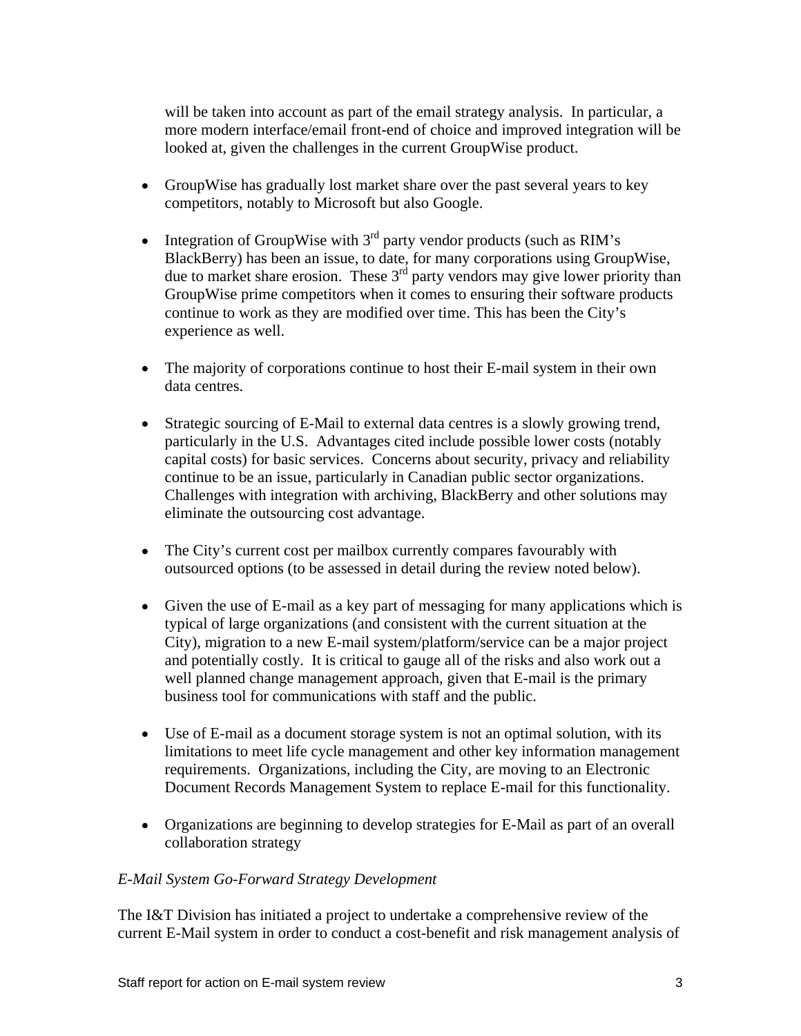will be taken into account as part of the email strategy analysis. In particular, a more modern interface/email front-end of choice and improved integration will be looked at, given the challenges in the current GroupWise product.

- GroupWise has gradually lost market share over the past several years to key competitors, notably to Microsoft but also Google.

- Integration of GroupWise with 3rd party vendor products (such as RIM's BlackBerry) has been an issue, to date, for many corporations using GroupWise, due to market share erosion. These 3rd party vendors may give lower priority than GroupWise prime competitors when it comes to ensuring their software products continue to work as they are modified over time. This has been the City's experience as well.

- The majority of corporations continue to host their E-mail system in their own data centres.

- Strategic sourcing of E-Mail to external data centres is a slowly growing trend, particularly in the U.S. Advantages cited include possible lower costs (notably capital costs) for basic services. Concerns about security, privacy and reliability continue to be an issue, particularly in Canadian public sector organizations. Challenges with integration with archiving, BlackBerry and other solutions may eliminate the outsourcing cost advantage.

- The City's current cost per mailbox currently compares favourably with outsourced options (to be assessed in detail during the review noted below).

- Given the use of E-mail as a key part of messaging for many applications which is typical of large organizations (and consistent with the current situation at the City), migration to a new E-mail system/platform/service can be a major project and potentially costly. It is critical to gauge all of the risks and also work out a well planned change management approach, given that E-mail is the primary business tool for communications with staff and the public.

- Use of E-mail as a document storage system is not an optimal solution, with its limitations to meet life cycle management and other key information management requirements. Organizations, including the City, are moving to an Electronic Document Records Management System to replace E-mail for this functionality.

- Organizations are beginning to develop strategies for E-Mail as part of an overall collaboration strategy

*E-Mail System Go-Forward Strategy Development*

The I&T Division has initiated a project to undertake a comprehensive review of the current E-Mail system in order to conduct a cost-benefit and risk management analysis of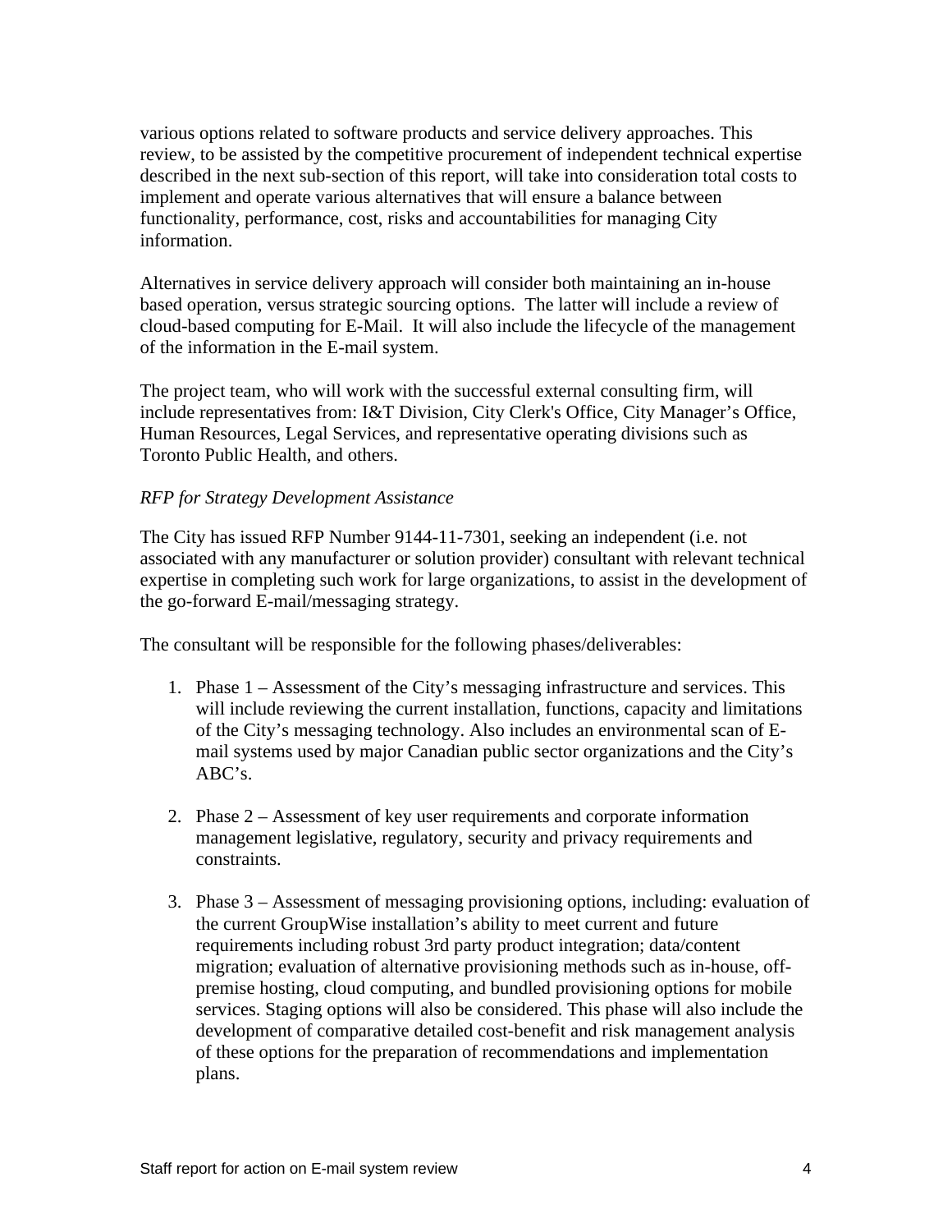various options related to software products and service delivery approaches. This review, to be assisted by the competitive procurement of independent technical expertise described in the next sub-section of this report, will take into consideration total costs to implement and operate various alternatives that will ensure a balance between functionality, performance, cost, risks and accountabilities for managing City information.

Alternatives in service delivery approach will consider both maintaining an in-house based operation, versus strategic sourcing options. The latter will include a review of cloud-based computing for E-Mail. It will also include the lifecycle of the management of the information in the E-mail system.

The project team, who will work with the successful external consulting firm, will include representatives from: I&T Division, City Clerk's Office, City Manager's Office, Human Resources, Legal Services, and representative operating divisions such as Toronto Public Health, and others.

*RFP for Strategy Development Assistance*

The City has issued RFP Number 9144-11-7301, seeking an independent (i.e. not associated with any manufacturer or solution provider) consultant with relevant technical expertise in completing such work for large organizations, to assist in the development of the go-forward E-mail/messaging strategy.

The consultant will be responsible for the following phases/deliverables:

1. Phase 1 – Assessment of the City's messaging infrastructure and services. This will include reviewing the current installation, functions, capacity and limitations of the City's messaging technology. Also includes an environmental scan of E-mail systems used by major Canadian public sector organizations and the City's ABC's.

2. Phase 2 – Assessment of key user requirements and corporate information management legislative, regulatory, security and privacy requirements and constraints.

3. Phase 3 – Assessment of messaging provisioning options, including: evaluation of the current GroupWise installation's ability to meet current and future requirements including robust 3rd party product integration; data/content migration; evaluation of alternative provisioning methods such as in-house, off-premise hosting, cloud computing, and bundled provisioning options for mobile services. Staging options will also be considered. This phase will also include the development of comparative detailed cost-benefit and risk management analysis of these options for the preparation of recommendations and implementation plans.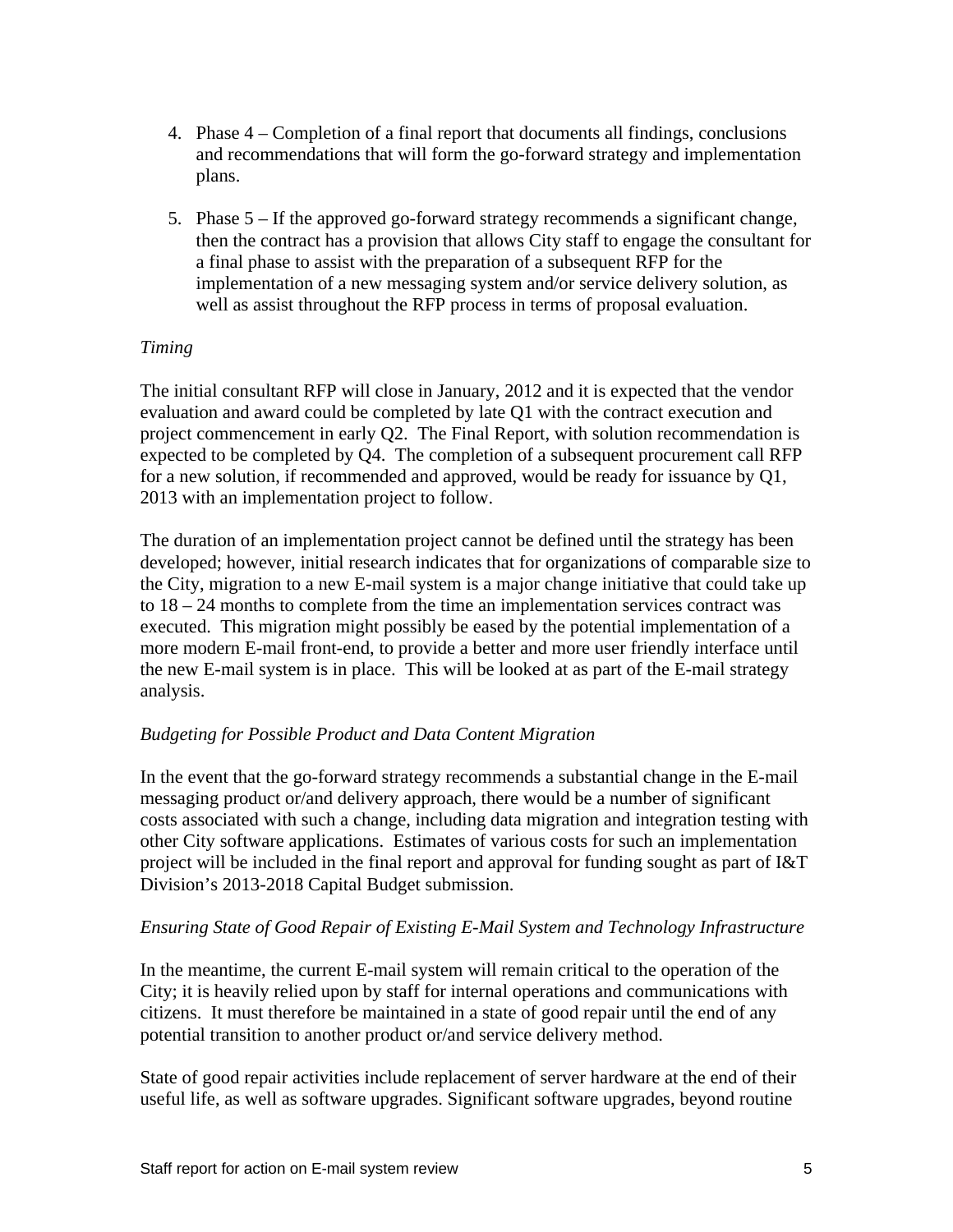4. Phase 4 – Completion of a final report that documents all findings, conclusions and recommendations that will form the go-forward strategy and implementation plans.

5. Phase 5 – If the approved go-forward strategy recommends a significant change, then the contract has a provision that allows City staff to engage the consultant for a final phase to assist with the preparation of a subsequent RFP for the implementation of a new messaging system and/or service delivery solution, as well as assist throughout the RFP process in terms of proposal evaluation.

*Timing*

The initial consultant RFP will close in January, 2012 and it is expected that the vendor evaluation and award could be completed by late Q1 with the contract execution and project commencement in early Q2. The Final Report, with solution recommendation is expected to be completed by Q4. The completion of a subsequent procurement call RFP for a new solution, if recommended and approved, would be ready for issuance by Q1, 2013 with an implementation project to follow.

The duration of an implementation project cannot be defined until the strategy has been developed; however, initial research indicates that for organizations of comparable size to the City, migration to a new E-mail system is a major change initiative that could take up to 18 – 24 months to complete from the time an implementation services contract was executed. This migration might possibly be eased by the potential implementation of a more modern E-mail front-end, to provide a better and more user friendly interface until the new E-mail system is in place. This will be looked at as part of the E-mail strategy analysis.

*Budgeting for Possible Product and Data Content Migration*

In the event that the go-forward strategy recommends a substantial change in the E-mail messaging product or/and delivery approach, there would be a number of significant costs associated with such a change, including data migration and integration testing with other City software applications. Estimates of various costs for such an implementation project will be included in the final report and approval for funding sought as part of I&T Division's 2013-2018 Capital Budget submission.

*Ensuring State of Good Repair of Existing E-Mail System and Technology Infrastructure*

In the meantime, the current E-mail system will remain critical to the operation of the City; it is heavily relied upon by staff for internal operations and communications with citizens. It must therefore be maintained in a state of good repair until the end of any potential transition to another product or/and service delivery method.

State of good repair activities include replacement of server hardware at the end of their useful life, as well as software upgrades. Significant software upgrades, beyond routine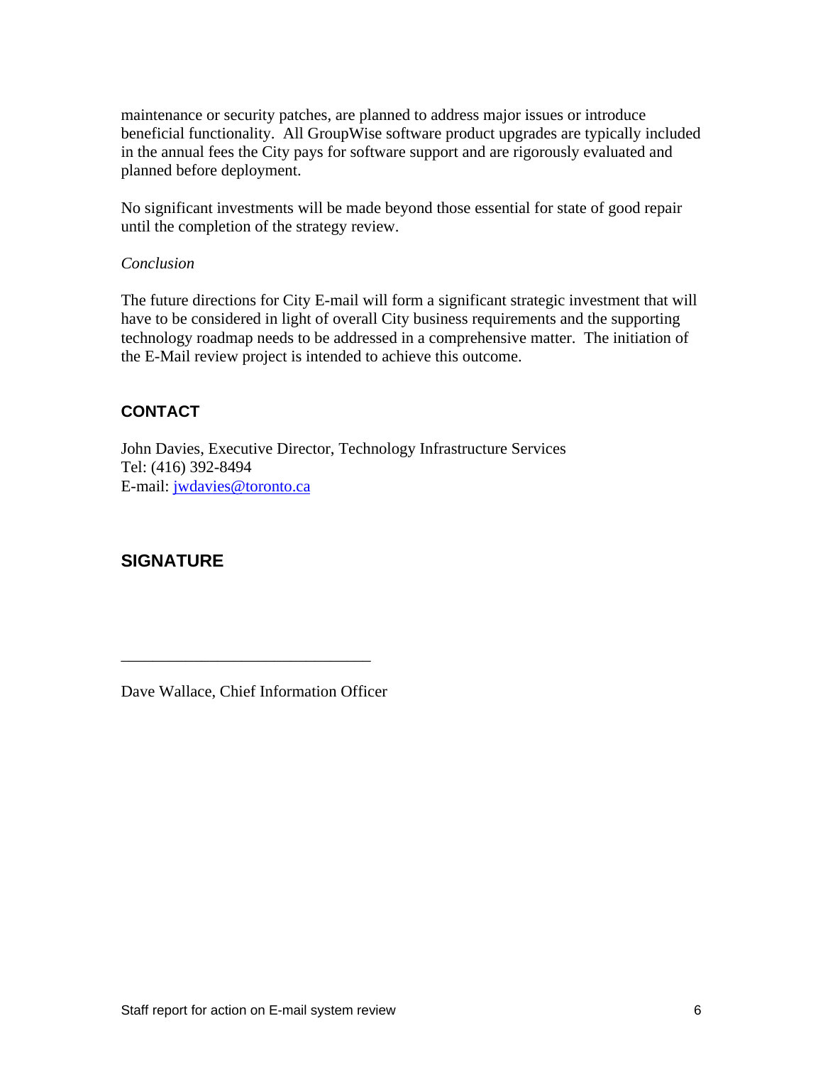maintenance or security patches, are planned to address major issues or introduce beneficial functionality. All GroupWise software product upgrades are typically included in the annual fees the City pays for software support and are rigorously evaluated and planned before deployment.

No significant investments will be made beyond those essential for state of good repair until the completion of the strategy review.

*Conclusion*

The future directions for City E-mail will form a significant strategic investment that will have to be considered in light of overall City business requirements and the supporting technology roadmap needs to be addressed in a comprehensive matter. The initiation of the E-Mail review project is intended to achieve this outcome.

## CONTACT

John Davies, Executive Director, Technology Infrastructure Services
Tel: (416) 392-8494
E-mail: jwdavies@toronto.ca

## SIGNATURE

_______________________________

Dave Wallace, Chief Information Officer